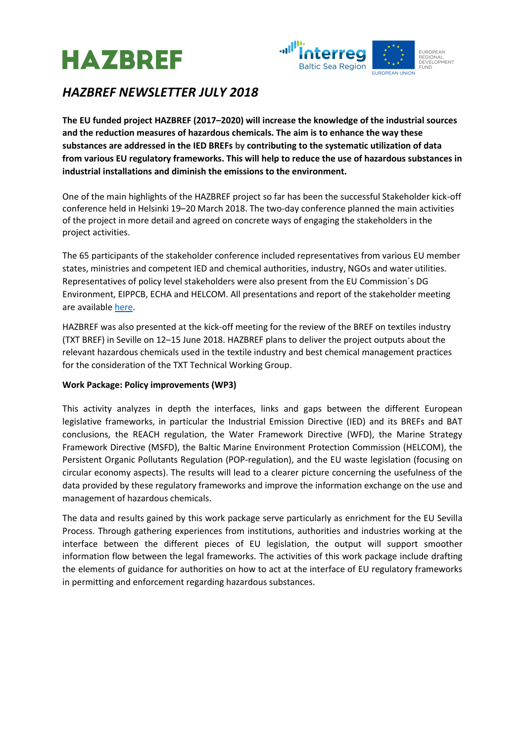HAZBREF

# HAZBREF NEWSLETTER JULY 2018

**The EU funded project HAZBREF (2017–2020) will increase the knowledge of the industrial sources and the reduction measures of hazardous chemicals. The aim is to enhance the way these substances are addressed in the IED BREFs by contributing to the systematic utilization of data from various EU regulatory frameworks. This will help to reduce the use of hazardous substances in industrial installations and diminish the emissions to the environment.**

One of the main highlights of the HAZBREF project so far has been the successful Stakeholder kick-off conference held in Helsinki 19–20 March 2018. The two-day conference planned the main activities of the project in more detail and agreed on concrete ways of engaging the stakeholders in the project activities.

The 65 participants of the stakeholder conference included representatives from various EU member states, ministries and competent IED and chemical authorities, industry, NGOs and water utilities. Representatives of policy level stakeholders were also present from the EU Commission´s DG Environment, EIPPCB, ECHA and HELCOM. All presentations and report of the stakeholder meeting are available here.

HAZBREF was also presented at the kick-off meeting for the review of the BREF on textiles industry (TXT BREF) in Seville on 12–15 June 2018. HAZBREF plans to deliver the project outputs about the relevant hazardous chemicals used in the textile industry and best chemical management practices for the consideration of the TXT Technical Working Group.

**Work Package: Policy improvements (WP3)**

This activity analyzes in depth the interfaces, links and gaps between the different European legislative frameworks, in particular the Industrial Emission Directive (IED) and its BREFs and BAT conclusions, the REACH regulation, the Water Framework Directive (WFD), the Marine Strategy Framework Directive (MSFD), the Baltic Marine Environment Protection Commission (HELCOM), the Persistent Organic Pollutants Regulation (POP-regulation), and the EU waste legislation (focusing on circular economy aspects). The results will lead to a clearer picture concerning the usefulness of the data provided by these regulatory frameworks and improve the information exchange on the use and management of hazardous chemicals.

The data and results gained by this work package serve particularly as enrichment for the EU Sevilla Process. Through gathering experiences from institutions, authorities and industries working at the interface between the different pieces of EU legislation, the output will support smoother information flow between the legal frameworks. The activities of this work package include drafting the elements of guidance for authorities on how to act at the interface of EU regulatory frameworks in permitting and enforcement regarding hazardous substances.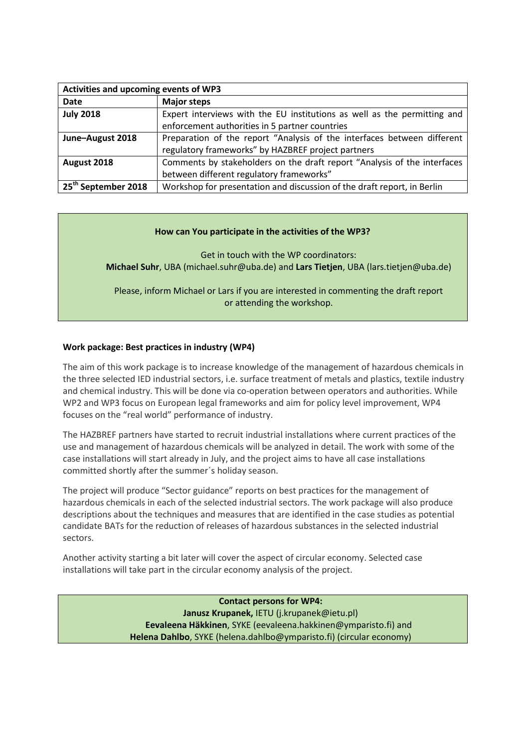| Activities and upcoming events of WP3 | |
|---|---|
| **Date** | **Major steps** |
| **July 2018** | Expert interviews with the EU institutions as well as the permitting and enforcement authorities in 5 partner countries |
| **June–August 2018** | Preparation of the report "Analysis of the interfaces between different regulatory frameworks" by HAZBREF project partners |
| **August 2018** | Comments by stakeholders on the draft report "Analysis of the interfaces between different regulatory frameworks" |
| **25th September 2018** | Workshop for presentation and discussion of the draft report, in Berlin |

**How can You participate in the activities of the WP3?**

Get in touch with the WP coordinators:
**Michael Suhr**, UBA (michael.suhr@uba.de) and **Lars Tietjen**, UBA (lars.tietjen@uba.de)

Please, inform Michael or Lars if you are interested in commenting the draft report or attending the workshop.

**Work package: Best practices in industry (WP4)**

The aim of this work package is to increase knowledge of the management of hazardous chemicals in the three selected IED industrial sectors, i.e. surface treatment of metals and plastics, textile industry and chemical industry. This will be done via co-operation between operators and authorities. While WP2 and WP3 focus on European legal frameworks and aim for policy level improvement, WP4 focuses on the "real world" performance of industry.

The HAZBREF partners have started to recruit industrial installations where current practices of the use and management of hazardous chemicals will be analyzed in detail. The work with some of the case installations will start already in July, and the project aims to have all case installations committed shortly after the summer´s holiday season.

The project will produce "Sector guidance" reports on best practices for the management of hazardous chemicals in each of the selected industrial sectors. The work package will also produce descriptions about the techniques and measures that are identified in the case studies as potential candidate BATs for the reduction of releases of hazardous substances in the selected industrial sectors.

Another activity starting a bit later will cover the aspect of circular economy. Selected case installations will take part in the circular economy analysis of the project.

**Contact persons for WP4:**
**Janusz Krupanek,** IETU (j.krupanek@ietu.pl)
**Eevaleena Häkkinen**, SYKE (eevaleena.hakkinen@ymparisto.fi) and
**Helena Dahlbo**, SYKE (helena.dahlbo@ymparisto.fi) (circular economy)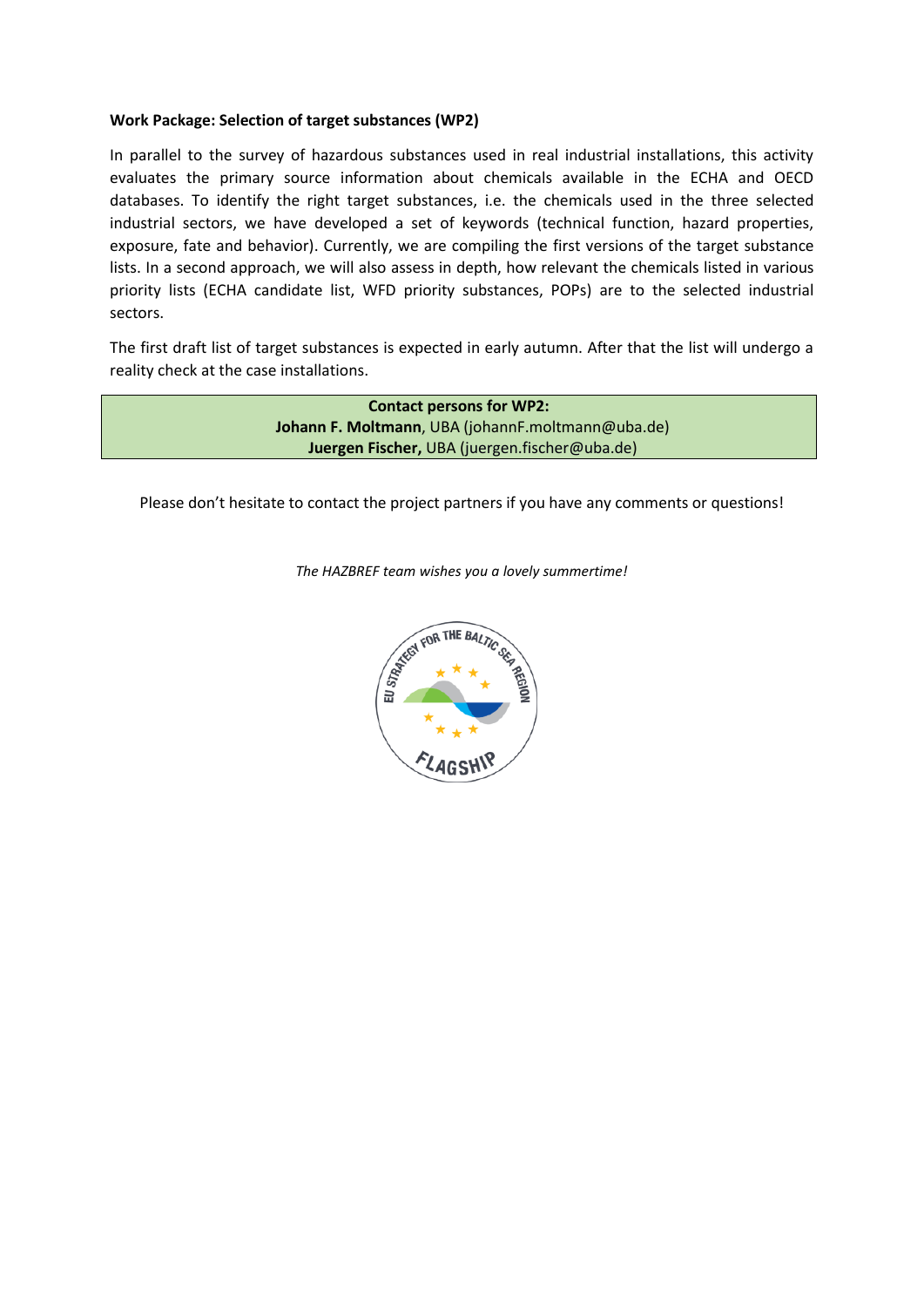**Work Package: Selection of target substances (WP2)**

In parallel to the survey of hazardous substances used in real industrial installations, this activity evaluates the primary source information about chemicals available in the ECHA and OECD databases. To identify the right target substances, i.e. the chemicals used in the three selected industrial sectors, we have developed a set of keywords (technical function, hazard properties, exposure, fate and behavior). Currently, we are compiling the first versions of the target substance lists. In a second approach, we will also assess in depth, how relevant the chemicals listed in various priority lists (ECHA candidate list, WFD priority substances, POPs) are to the selected industrial sectors.

The first draft list of target substances is expected in early autumn. After that the list will undergo a reality check at the case installations.

**Contact persons for WP2:**
**Johann F. Moltmann**, UBA (johannF.moltmann@uba.de)
**Juergen Fischer,** UBA (juergen.fischer@uba.de)

Please don't hesitate to contact the project partners if you have any comments or questions!

*The HAZBREF team wishes you a lovely summertime!*

EU STRATEGY FOR THE BALTIC SEA REGION

FLAGSHIP